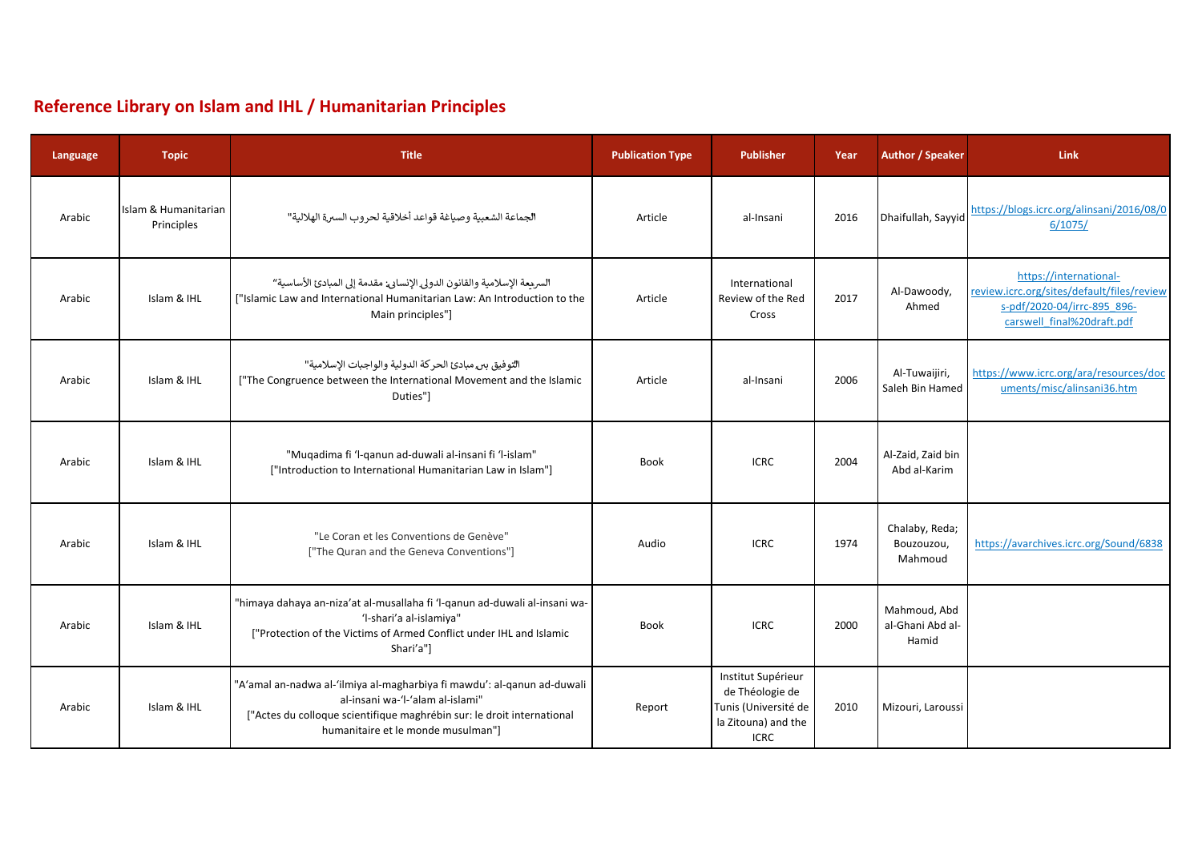# Reference Library on Islam and IHL / Humanitarian Principles

| Language | Topic | Title | Publication Type | Publisher | Year | Author / Speaker | Link |
|---|---|---|---|---|---|---|---|
| Arabic | Islam & Humanitarian Principles | "الجماعة الشعبية وصياغة قواعد أخلاقية لحروب السيرة الهلالية" | Article | al-Insani | 2016 | Dhaifullah, Sayyid | https://blogs.icrc.org/alinsani/2016/08/06/1075/ |
| Arabic | Islam & IHL | "الشريعة الإسلامية والقانون الدولي الإنساني: مقدمة إلى المبادئ الأساسية" ["Islamic Law and International Humanitarian Law: An Introduction to the Main principles"] | Article | International Review of the Red Cross | 2017 | Al-Dawoody, Ahmed | https://international-review.icrc.org/sites/default/files/reviews-pdf/2020-04/irrc-895_896-carswell_final%20draft.pdf |
| Arabic | Islam & IHL | "التوفيق بين مبادئ الحركة الدولية والواجبات الإسلامية" ["The Congruence between the International Movement and the Islamic Duties"] | Article | al-Insani | 2006 | Al-Tuwaijiri, Saleh Bin Hamed | https://www.icrc.org/ara/resources/documents/misc/alinsani36.htm |
| Arabic | Islam & IHL | "Muqadima fi 'l-qanun ad-duwali al-insani fi 'l-islam" ["Introduction to International Humanitarian Law in Islam"] | Book | ICRC | 2004 | Al-Zaid, Zaid bin Abd al-Karim | |
| Arabic | Islam & IHL | "Le Coran et les Conventions de Genève" ["The Quran and the Geneva Conventions"] | Audio | ICRC | 1974 | Chalaby, Reda; Bouzouzou, Mahmoud | https://avarchives.icrc.org/Sound/6838 |
| Arabic | Islam & IHL | "himaya dahaya an-niza'at al-musallaha fi 'l-qanun ad-duwali al-insani wa-'l-shari'a al-islamiya" ["Protection of the Victims of Armed Conflict under IHL and Islamic Shari'a"] | Book | ICRC | 2000 | Mahmoud, Abd al-Ghani Abd al-Hamid | |
| Arabic | Islam & IHL | "A'amal an-nadwa al-'ilmiya al-magharbiya fi mawdu': al-qanun ad-duwali al-insani wa-'l-'alam al-islami" ["Actes du colloque scientifique maghrébin sur: le droit international humanitaire et le monde musulman"] | Report | Institut Supérieur de Théologie de Tunis (Université de la Zitouna) and the ICRC | 2010 | Mizouri, Laroussi | |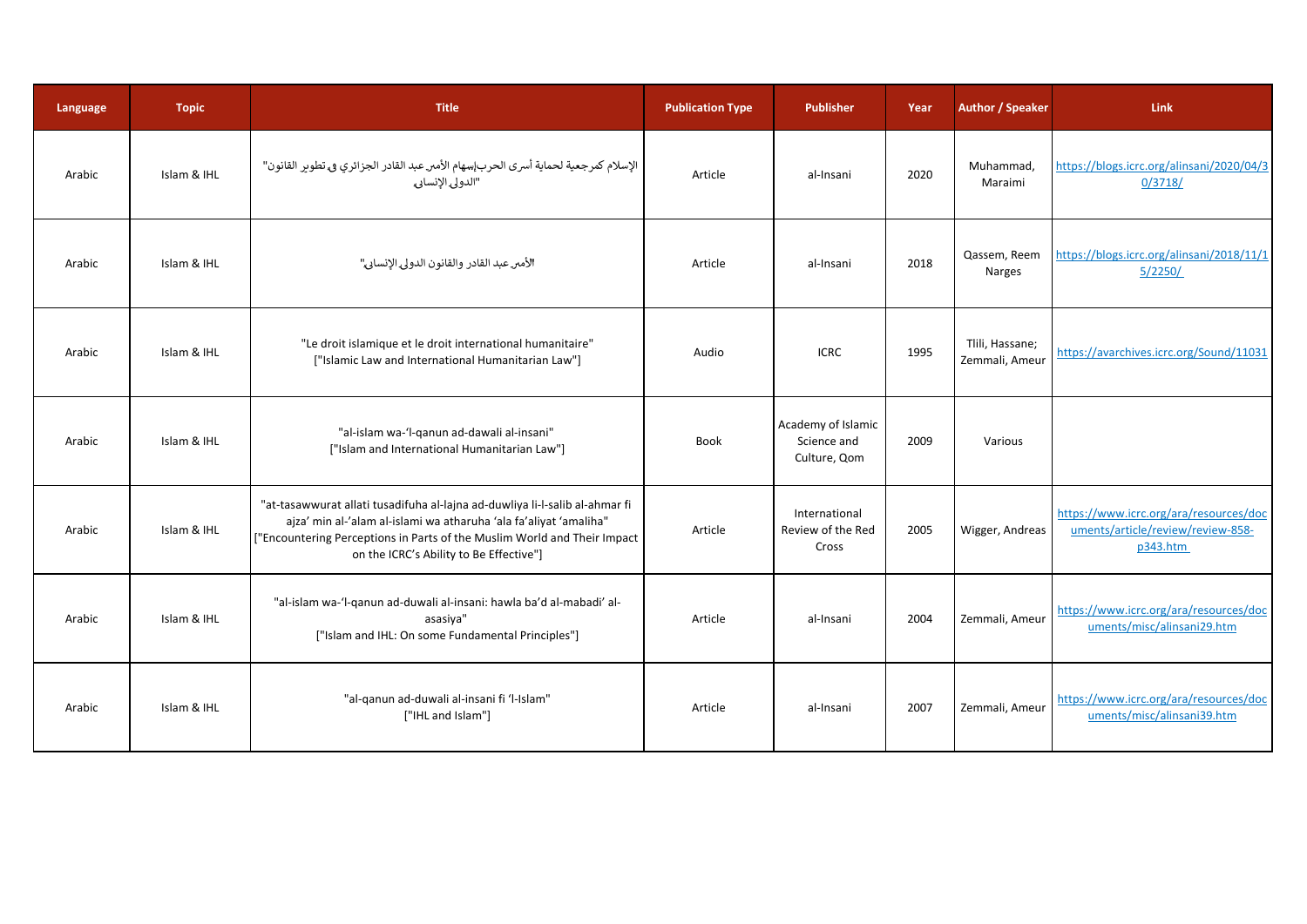| Language | Topic | Title | Publication Type | Publisher | Year | Author / Speaker | Link |
|---|---|---|---|---|---|---|---|
| Arabic | Islam & IHL | "الإسلام كمرجعية لحماية أسرى الحرب:إسهام الأمير عبد القادر الجزائري في تطوير القانون الدولي الإنساني" | Article | al-Insani | 2020 | Muhammad, Maraimi | https://blogs.icrc.org/alinsani/2020/04/30/3718/ |
| Arabic | Islam & IHL | "الأمير عبد القادر والقانون الدولي الإنساني" | Article | al-Insani | 2018 | Qassem, Reem Narges | https://blogs.icrc.org/alinsani/2018/11/15/2250/ |
| Arabic | Islam & IHL | "Le droit islamique et le droit international humanitaire" ["Islamic Law and International Humanitarian Law"] | Audio | ICRC | 1995 | Tlili, Hassane; Zemmali, Ameur | https://avarchives.icrc.org/Sound/11031 |
| Arabic | Islam & IHL | "al-islam wa-'l-qanun ad-dawali al-insani" ["Islam and International Humanitarian Law"] | Book | Academy of Islamic Science and Culture, Qom | 2009 | Various | |
| Arabic | Islam & IHL | "at-tasawwurat allati tusadifuha al-lajna ad-duwliya li-l-salib al-ahmar fi ajza' min al-'alam al-islami wa atharuha 'ala fa'aliyat 'amaliha" ["Encountering Perceptions in Parts of the Muslim World and Their Impact on the ICRC's Ability to Be Effective"] | Article | International Review of the Red Cross | 2005 | Wigger, Andreas | https://www.icrc.org/ara/resources/documents/article/review/review-858-p343.htm |
| Arabic | Islam & IHL | "al-islam wa-'l-qanun ad-duwali al-insani: hawla ba'd al-mabadi' al-asasiya" ["Islam and IHL: On some Fundamental Principles"] | Article | al-Insani | 2004 | Zemmali, Ameur | https://www.icrc.org/ara/resources/documents/misc/alinsani29.htm |
| Arabic | Islam & IHL | "al-qanun ad-duwali al-insani fi 'l-Islam" ["IHL and Islam"] | Article | al-Insani | 2007 | Zemmali, Ameur | https://www.icrc.org/ara/resources/documents/misc/alinsani39.htm |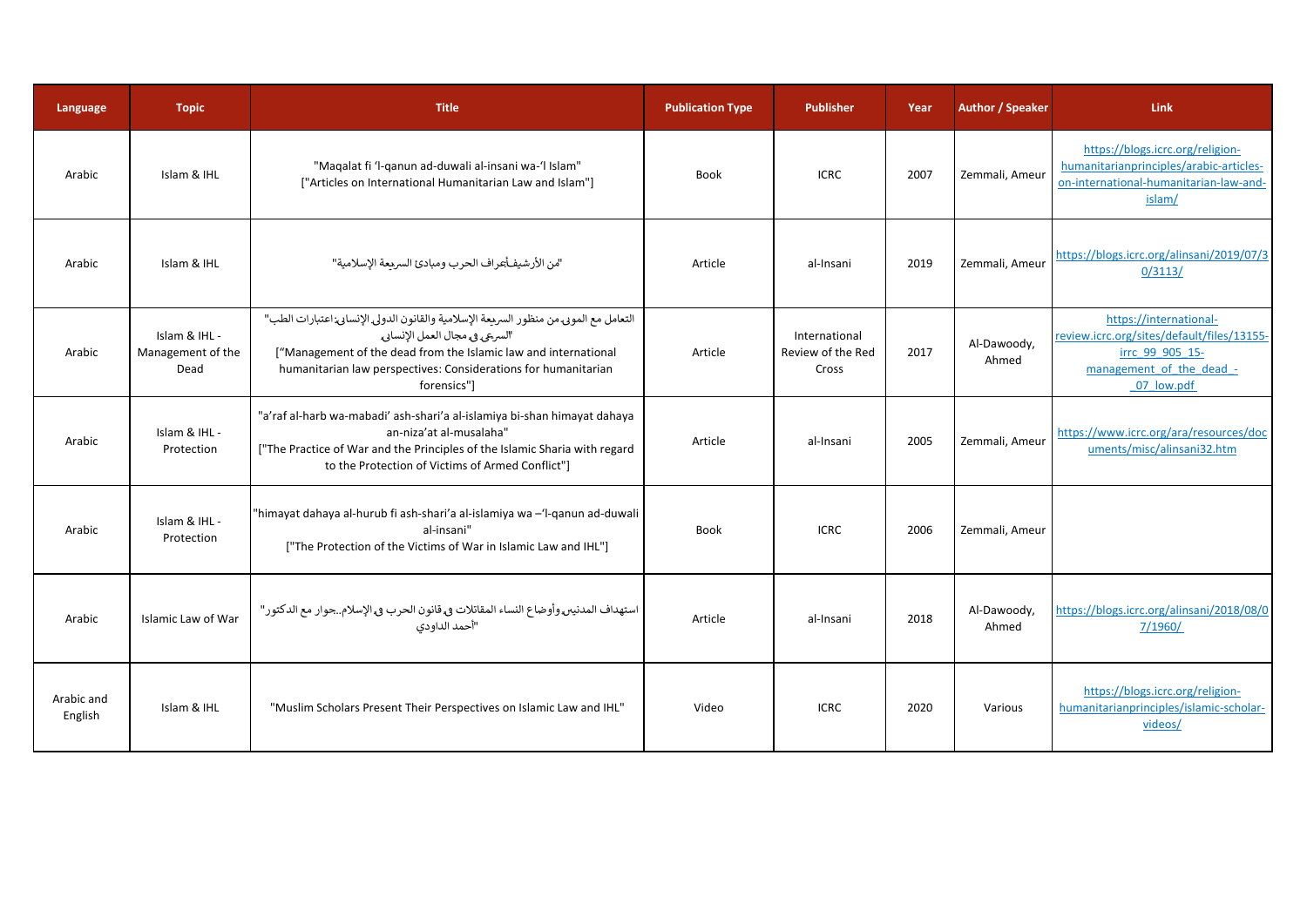| Language | Topic | Title | Publication Type | Publisher | Year | Author / Speaker | Link |
|---|---|---|---|---|---|---|---|
| Arabic | Islam & IHL | "Maqalat fi 'l-qanun ad-duwali al-insani wa-'l Islam" ["Articles on International Humanitarian Law and Islam"] | Book | ICRC | 2007 | Zemmali, Ameur | https://blogs.icrc.org/religion-humanitarianprinciples/arabic-articles-on-international-humanitarian-law-and-islam/ |
| Arabic | Islam & IHL | "من الأرشيف:أعراف الحرب ومبادئ الشريعة الإسلامية" | Article | al-Insani | 2019 | Zemmali, Ameur | https://blogs.icrc.org/alinsani/2019/07/30/3113/ |
| Arabic | Islam & IHL - Management of the Dead | "التعامل مع الموتى من منظور الشريعة الإسلامية والقانون الدولي الإنساني: اعتبارات الطب الشرعي في مجال العمل الإنساني" ["Management of the dead from the Islamic law and international humanitarian law perspectives: Considerations for humanitarian forensics"] | Article | International Review of the Red Cross | 2017 | Al-Dawoody, Ahmed | https://international-review.icrc.org/sites/default/files/13155-irrc_99_905_15-management_of_the_dead_-_07_low.pdf |
| Arabic | Islam & IHL - Protection | "a'raf al-harb wa-mabadi' ash-shari'a al-islamiya bi-shan himayat dahaya an-niza'at al-musalaha" ["The Practice of War and the Principles of the Islamic Sharia with regard to the Protection of Victims of Armed Conflict"] | Article | al-Insani | 2005 | Zemmali, Ameur | https://www.icrc.org/ara/resources/documents/misc/alinsani32.htm |
| Arabic | Islam & IHL - Protection | "himayat dahaya al-hurub fi ash-shari'a al-islamiya wa –'l-qanun ad-duwali al-insani" ["The Protection of the Victims of War in Islamic Law and IHL"] | Book | ICRC | 2006 | Zemmali, Ameur | |
| Arabic | Islamic Law of War | "استهداف المدنيين وأوضاع النساء المقاتلات في قانون الحرب في الإسلام..حوار مع الدكتور أحمد الداودي" | Article | al-Insani | 2018 | Al-Dawoody, Ahmed | https://blogs.icrc.org/alinsani/2018/08/07/1960/ |
| Arabic and English | Islam & IHL | "Muslim Scholars Present Their Perspectives on Islamic Law and IHL" | Video | ICRC | 2020 | Various | https://blogs.icrc.org/religion-humanitarianprinciples/islamic-scholar-videos/ |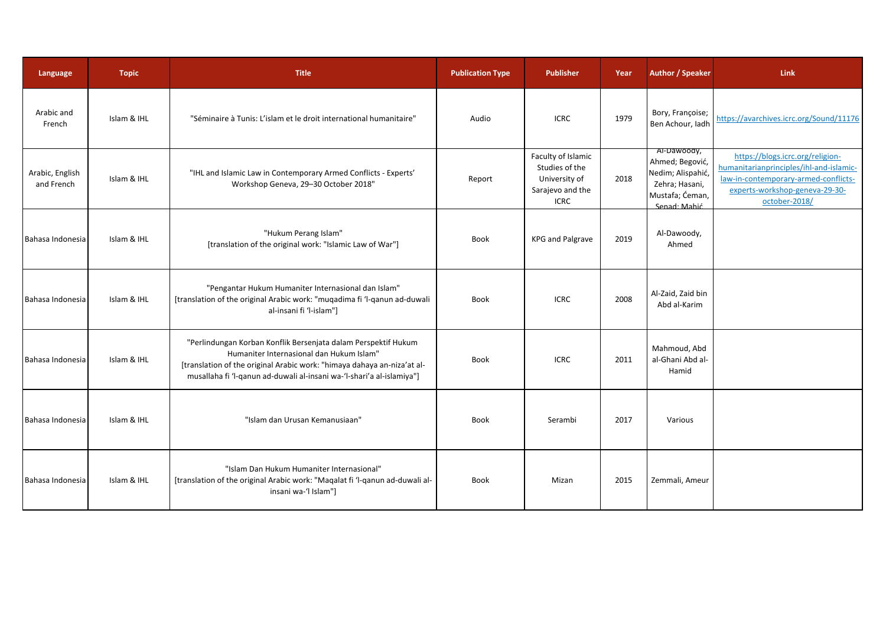| Language | Topic | Title | Publication Type | Publisher | Year | Author / Speaker | Link |
| --- | --- | --- | --- | --- | --- | --- | --- |
| Arabic and French | Islam & IHL | "Séminaire à Tunis: L'islam et le droit international humanitaire" | Audio | ICRC | 1979 | Bory, Françoise; Ben Achour, Iadh | https://avarchives.icrc.org/Sound/11176 |
| Arabic, English and French | Islam & IHL | "IHL and Islamic Law in Contemporary Armed Conflicts - Experts' Workshop Geneva, 29–30 October 2018" | Report | Faculty of Islamic Studies of the University of Sarajevo and the ICRC | 2018 | Al-Dawoody, Ahmed; Begović, Nedim; Alispahić, Zehra; Hasani, Mustafa; Ćeman, Senad; Mahić | https://blogs.icrc.org/religion-humanitarianprinciples/ihl-and-islamic-law-in-contemporary-armed-conflicts-experts-workshop-geneva-29-30-october-2018/ |
| Bahasa Indonesia | Islam & IHL | "Hukum Perang Islam" [translation of the original work: "Islamic Law of War"] | Book | KPG and Palgrave | 2019 | Al-Dawoody, Ahmed | |
| Bahasa Indonesia | Islam & IHL | "Pengantar Hukum Humaniter Internasional dan Islam" [translation of the original Arabic work: "muqadima fi 'l-qanun ad-duwali al-insani fi 'l-islam"] | Book | ICRC | 2008 | Al-Zaid, Zaid bin Abd al-Karim | |
| Bahasa Indonesia | Islam & IHL | "Perlindungan Korban Konflik Bersenjata dalam Perspektif Hukum Humaniter Internasional dan Hukum Islam" [translation of the original Arabic work: "himaya dahaya an-niza'at al-musallaha fi 'l-qanun ad-duwali al-insani wa-'l-shari'a al-islamiya"] | Book | ICRC | 2011 | Mahmoud, Abd al-Ghani Abd al-Hamid | |
| Bahasa Indonesia | Islam & IHL | "Islam dan Urusan Kemanusiaan" | Book | Serambi | 2017 | Various | |
| Bahasa Indonesia | Islam & IHL | "Islam Dan Hukum Humaniter Internasional" [translation of the original Arabic work: "Maqalat fi 'l-qanun ad-duwali al-insani wa-'l Islam"] | Book | Mizan | 2015 | Zemmali, Ameur | |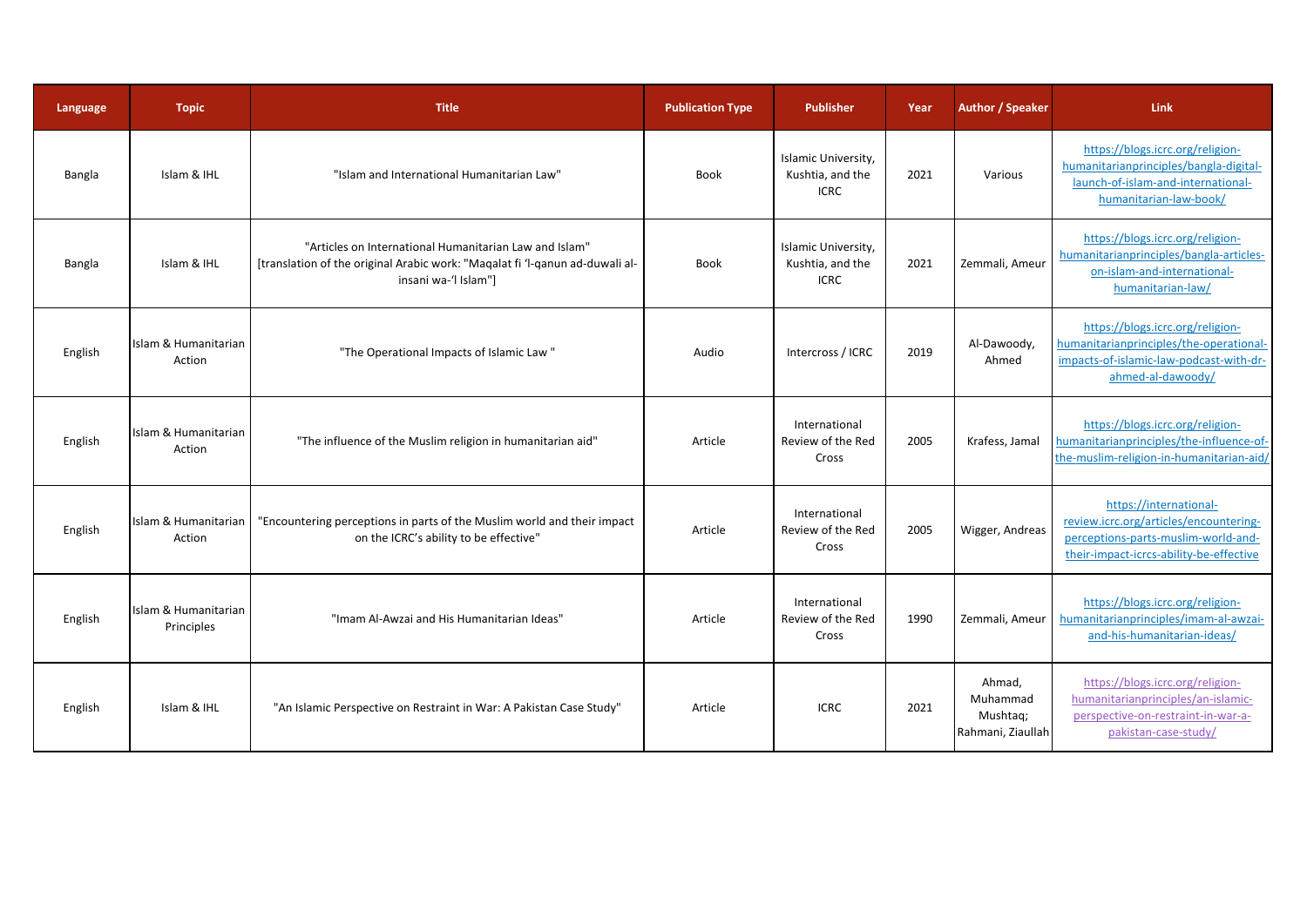| Language | Topic | Title | Publication Type | Publisher | Year | Author / Speaker | Link |
|---|---|---|---|---|---|---|---|
| Bangla | Islam & IHL | "Islam and International Humanitarian Law" | Book | Islamic University, Kushtia, and the ICRC | 2021 | Various | https://blogs.icrc.org/religion-humanitarianprinciples/bangla-digital-launch-of-islam-and-international-humanitarian-law-book/ |
| Bangla | Islam & IHL | "Articles on International Humanitarian Law and Islam" [translation of the original Arabic work: "Maqalat fi 'l-qanun ad-duwali al-insani wa-'l Islam"] | Book | Islamic University, Kushtia, and the ICRC | 2021 | Zemmali, Ameur | https://blogs.icrc.org/religion-humanitarianprinciples/bangla-articles-on-islam-and-international-humanitarian-law/ |
| English | Islam & Humanitarian Action | "The Operational Impacts of Islamic Law " | Audio | Intercross / ICRC | 2019 | Al-Dawoody, Ahmed | https://blogs.icrc.org/religion-humanitarianprinciples/the-operational-impacts-of-islamic-law-podcast-with-dr-ahmed-al-dawoody/ |
| English | Islam & Humanitarian Action | "The influence of the Muslim religion in humanitarian aid" | Article | International Review of the Red Cross | 2005 | Krafess, Jamal | https://blogs.icrc.org/religion-humanitarianprinciples/the-influence-of-the-muslim-religion-in-humanitarian-aid/ |
| English | Islam & Humanitarian Action | "Encountering perceptions in parts of the Muslim world and their impact on the ICRC's ability to be effective" | Article | International Review of the Red Cross | 2005 | Wigger, Andreas | https://international-review.icrc.org/articles/encountering-perceptions-parts-muslim-world-and-their-impact-icrcs-ability-be-effective |
| English | Islam & Humanitarian Principles | "Imam Al-Awzai and His Humanitarian Ideas" | Article | International Review of the Red Cross | 1990 | Zemmali, Ameur | https://blogs.icrc.org/religion-humanitarianprinciples/imam-al-awzai-and-his-humanitarian-ideas/ |
| English | Islam & IHL | "An Islamic Perspective on Restraint in War: A Pakistan Case Study" | Article | ICRC | 2021 | Ahmad, Muhammad Mushtaq; Rahmani, Ziaullah | https://blogs.icrc.org/religion-humanitarianprinciples/an-islamic-perspective-on-restraint-in-war-a-pakistan-case-study/ |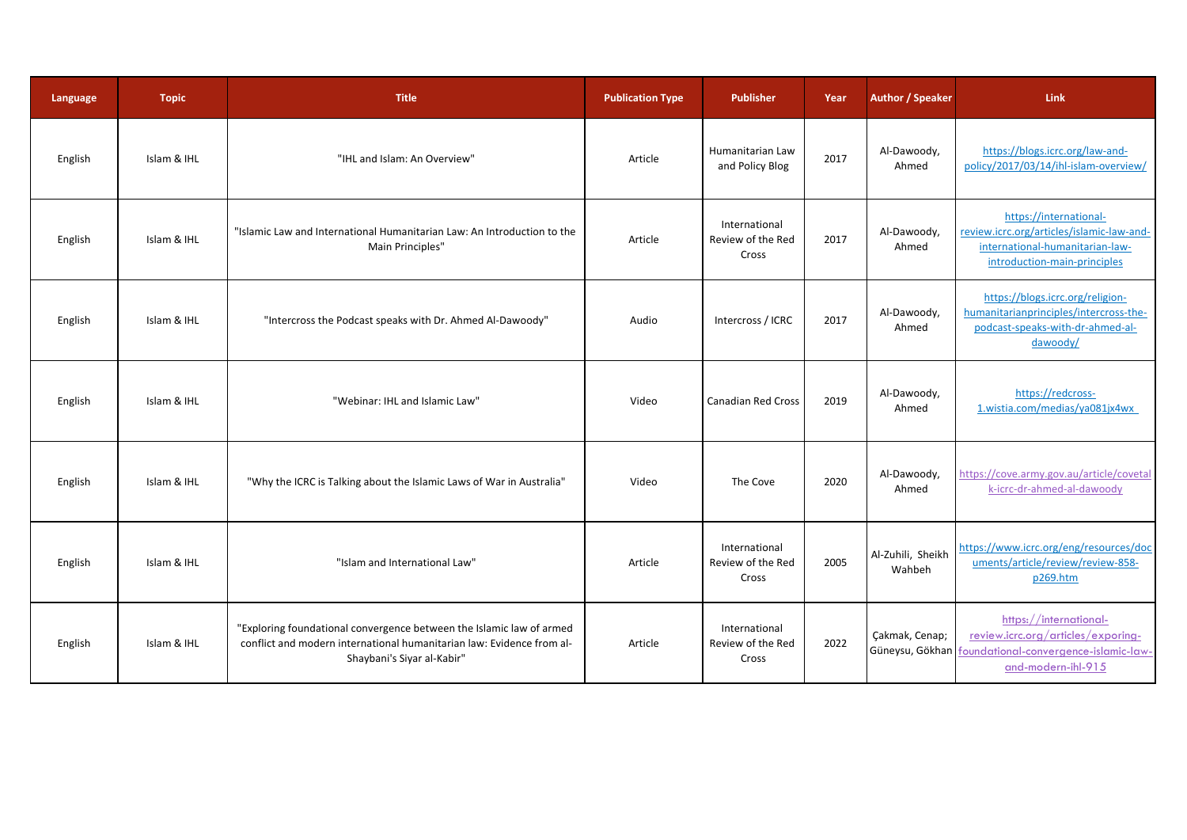| Language | Topic | Title | Publication Type | Publisher | Year | Author / Speaker | Link |
|---|---|---|---|---|---|---|---|
| English | Islam & IHL | "IHL and Islam: An Overview" | Article | Humanitarian Law and Policy Blog | 2017 | Al-Dawoody, Ahmed | https://blogs.icrc.org/law-and-policy/2017/03/14/ihl-islam-overview/ |
| English | Islam & IHL | "Islamic Law and International Humanitarian Law: An Introduction to the Main Principles" | Article | International Review of the Red Cross | 2017 | Al-Dawoody, Ahmed | https://international-review.icrc.org/articles/islamic-law-and-international-humanitarian-law-introduction-main-principles |
| English | Islam & IHL | "Intercross the Podcast speaks with Dr. Ahmed Al-Dawoody" | Audio | Intercross / ICRC | 2017 | Al-Dawoody, Ahmed | https://blogs.icrc.org/religion-humanitarianprinciples/intercross-the-podcast-speaks-with-dr-ahmed-al-dawoody/ |
| English | Islam & IHL | "Webinar: IHL and Islamic Law" | Video | Canadian Red Cross | 2019 | Al-Dawoody, Ahmed | https://redcross-1.wistia.com/medias/ya081jx4wx |
| English | Islam & IHL | "Why the ICRC is Talking about the Islamic Laws of War in Australia" | Video | The Cove | 2020 | Al-Dawoody, Ahmed | https://cove.army.gov.au/article/covetalk-icrc-dr-ahmed-al-dawoody |
| English | Islam & IHL | "Islam and International Law" | Article | International Review of the Red Cross | 2005 | Al-Zuhili, Sheikh Wahbeh | https://www.icrc.org/eng/resources/documents/article/review/review-858-p269.htm |
| English | Islam & IHL | "Exploring foundational convergence between the Islamic law of armed conflict and modern international humanitarian law: Evidence from al-Shaybani's Siyar al-Kabir" | Article | International Review of the Red Cross | 2022 | Çakmak, Cenap; Güneysu, Gökhan | https://international-review.icrc.org/articles/exporing-foundational-convergence-islamic-law-and-modern-ihl-915 |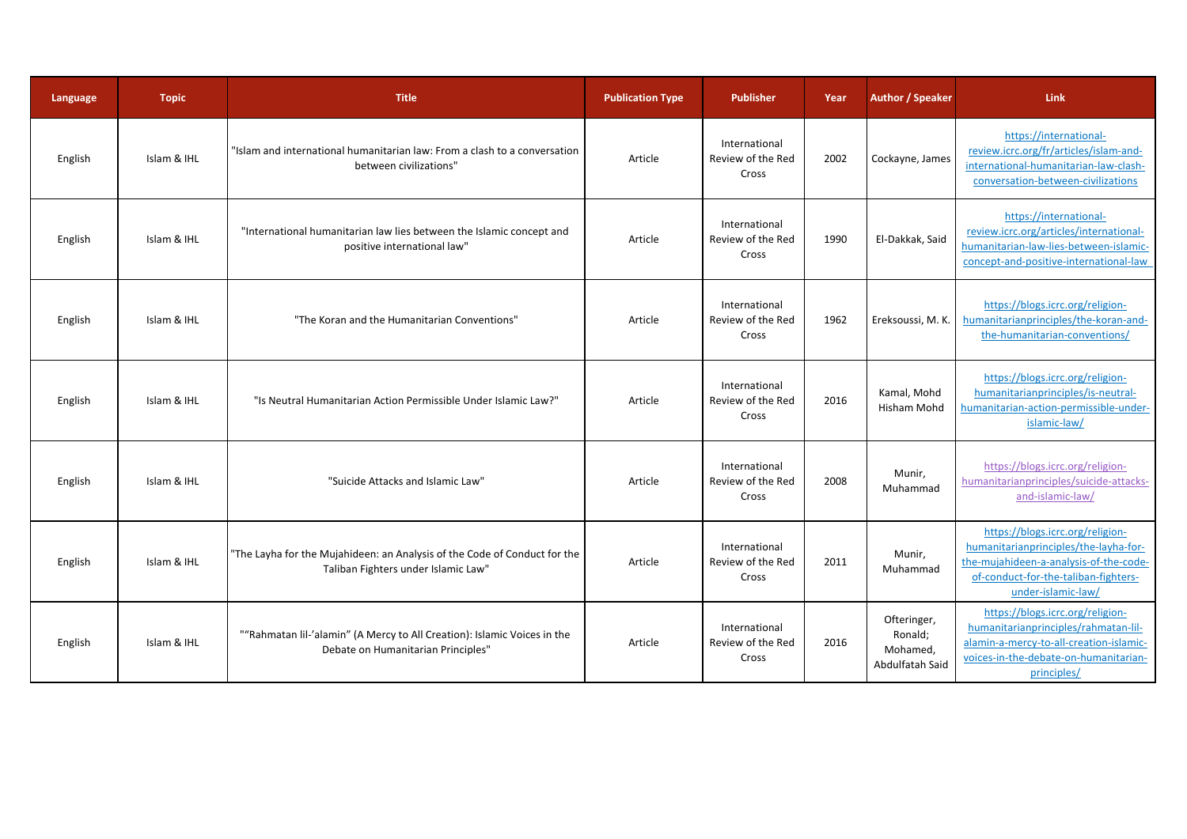| Language | Topic | Title | Publication Type | Publisher | Year | Author / Speaker | Link |
|---|---|---|---|---|---|---|---|
| English | Islam & IHL | "Islam and international humanitarian law: From a clash to a conversation between civilizations" | Article | International Review of the Red Cross | 2002 | Cockayne, James | https://international-review.icrc.org/fr/articles/islam-and-international-humanitarian-law-clash-conversation-between-civilizations |
| English | Islam & IHL | "International humanitarian law lies between the Islamic concept and positive international law" | Article | International Review of the Red Cross | 1990 | El-Dakkak, Said | https://international-review.icrc.org/articles/international-humanitarian-law-lies-between-islamic-concept-and-positive-international-law |
| English | Islam & IHL | "The Koran and the Humanitarian Conventions" | Article | International Review of the Red Cross | 1962 | Ereksoussi, M. K. | https://blogs.icrc.org/religion-humanitarianprinciples/the-koran-and-the-humanitarian-conventions/ |
| English | Islam & IHL | "Is Neutral Humanitarian Action Permissible Under Islamic Law?" | Article | International Review of the Red Cross | 2016 | Kamal, Mohd Hisham Mohd | https://blogs.icrc.org/religion-humanitarianprinciples/is-neutral-humanitarian-action-permissible-under-islamic-law/ |
| English | Islam & IHL | "Suicide Attacks and Islamic Law" | Article | International Review of the Red Cross | 2008 | Munir, Muhammad | https://blogs.icrc.org/religion-humanitarianprinciples/suicide-attacks-and-islamic-law/ |
| English | Islam & IHL | "The Layha for the Mujahideen: an Analysis of the Code of Conduct for the Taliban Fighters under Islamic Law" | Article | International Review of the Red Cross | 2011 | Munir, Muhammad | https://blogs.icrc.org/religion-humanitarianprinciples/the-layha-for-the-mujahideen-a-analysis-of-the-code-of-conduct-for-the-taliban-fighters-under-islamic-law/ |
| English | Islam & IHL | "“Rahmatan lil-’alamin” (A Mercy to All Creation): Islamic Voices in the Debate on Humanitarian Principles" | Article | International Review of the Red Cross | 2016 | Ofteringer, Ronald; Mohamed, Abdulfatah Said | https://blogs.icrc.org/religion-humanitarianprinciples/rahmatan-lil-alamin-a-mercy-to-all-creation-islamic-voices-in-the-debate-on-humanitarian-principles/ |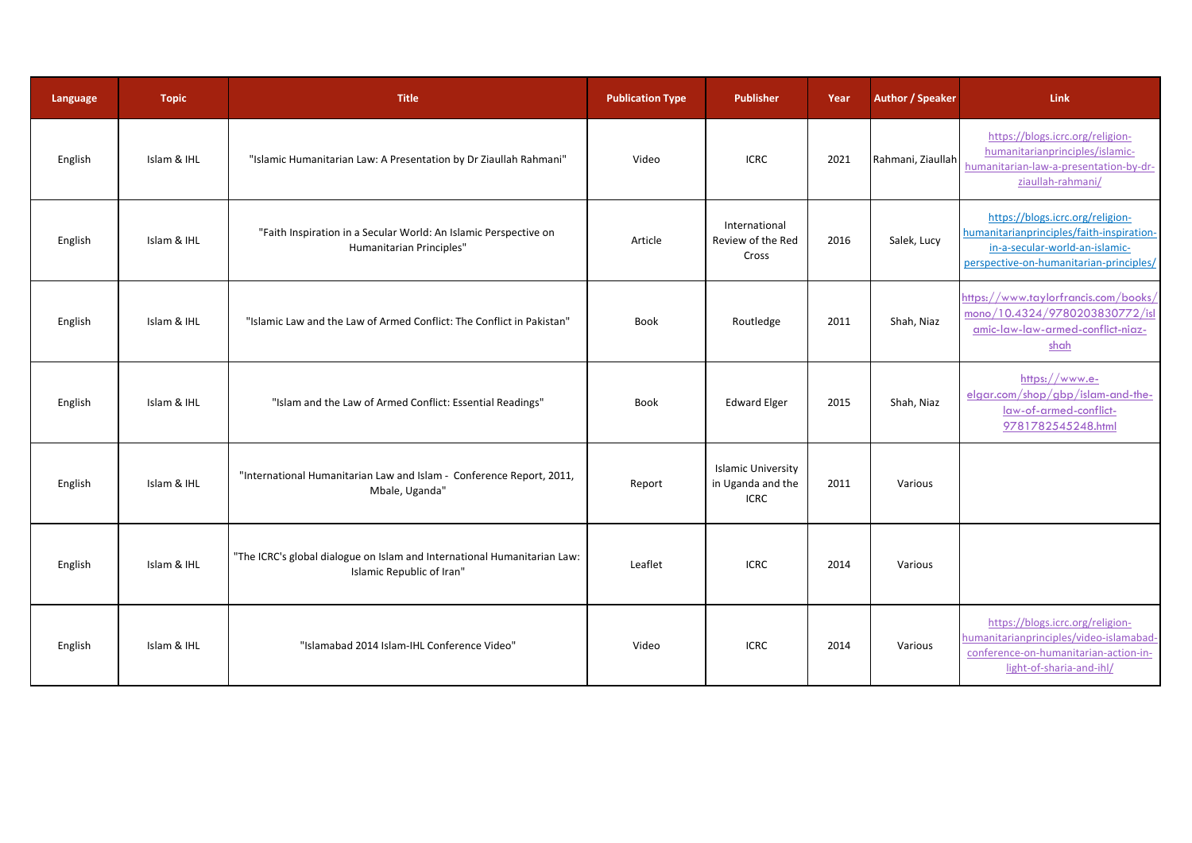| Language | Topic | Title | Publication Type | Publisher | Year | Author / Speaker | Link |
| --- | --- | --- | --- | --- | --- | --- | --- |
| English | Islam & IHL | "Islamic Humanitarian Law: A Presentation by Dr Ziaullah Rahmani" | Video | ICRC | 2021 | Rahmani, Ziaullah | https://blogs.icrc.org/religion-humanitarianprinciples/islamic-humanitarian-law-a-presentation-by-dr-ziaullah-rahmani/ |
| English | Islam & IHL | "Faith Inspiration in a Secular World: An Islamic Perspective on Humanitarian Principles" | Article | International Review of the Red Cross | 2016 | Salek, Lucy | https://blogs.icrc.org/religion-humanitarianprinciples/faith-inspiration-in-a-secular-world-an-islamic-perspective-on-humanitarian-principles/ |
| English | Islam & IHL | "Islamic Law and the Law of Armed Conflict: The Conflict in Pakistan" | Book | Routledge | 2011 | Shah, Niaz | https://www.taylorfrancis.com/books/mono/10.4324/9780203830772/islamic-law-law-armed-conflict-niaz-shah |
| English | Islam & IHL | "Islam and the Law of Armed Conflict: Essential Readings" | Book | Edward Elger | 2015 | Shah, Niaz | https://www.e-elgar.com/shop/gbp/islam-and-the-law-of-armed-conflict-9781782545248.html |
| English | Islam & IHL | "International Humanitarian Law and Islam - Conference Report, 2011, Mbale, Uganda" | Report | Islamic University in Uganda and the ICRC | 2011 | Various | |
| English | Islam & IHL | "The ICRC's global dialogue on Islam and International Humanitarian Law: Islamic Republic of Iran" | Leaflet | ICRC | 2014 | Various | |
| English | Islam & IHL | "Islamabad 2014 Islam-IHL Conference Video" | Video | ICRC | 2014 | Various | https://blogs.icrc.org/religion-humanitarianprinciples/video-islamabad-conference-on-humanitarian-action-in-light-of-sharia-and-ihl/ |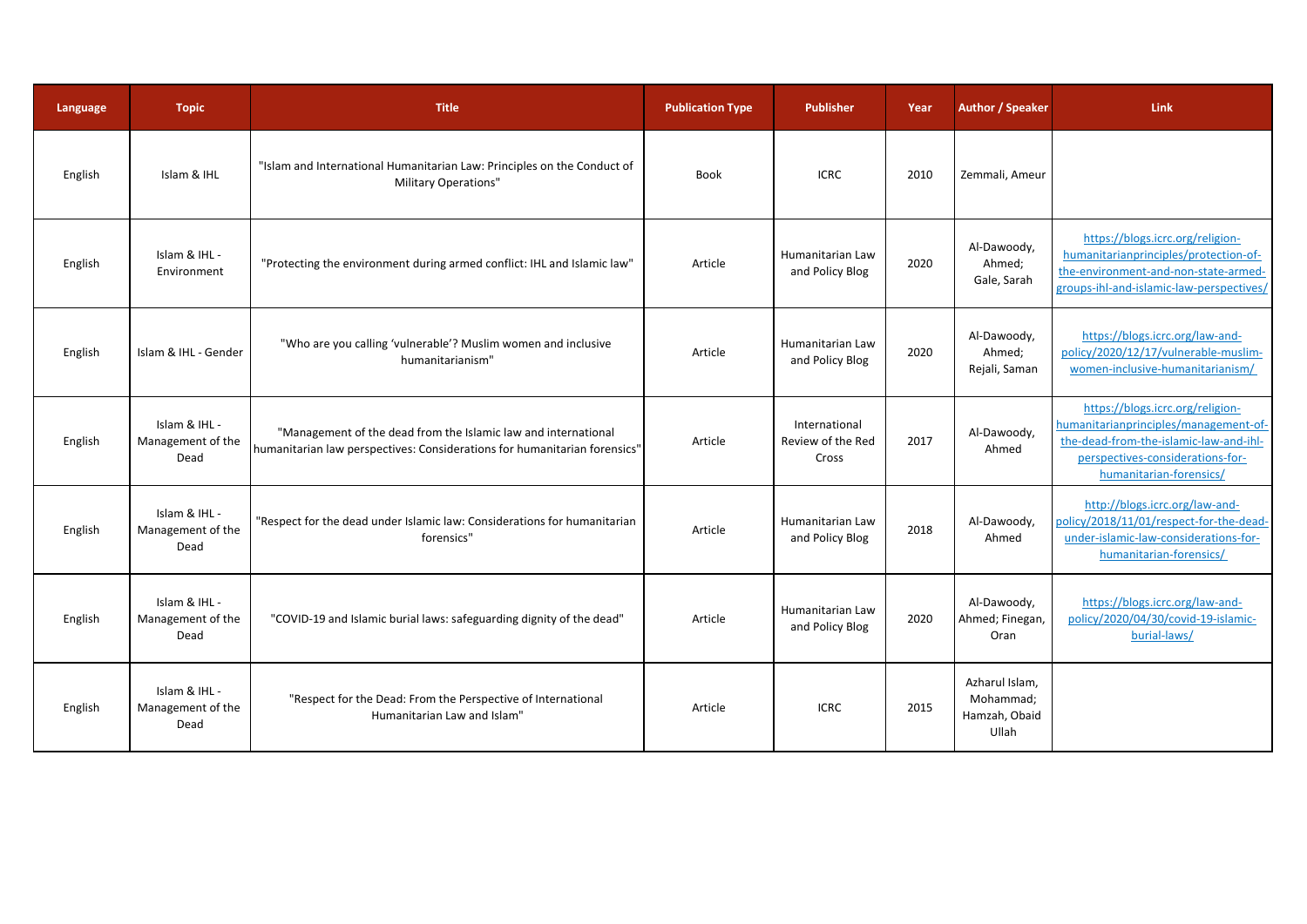| Language | Topic | Title | Publication Type | Publisher | Year | Author / Speaker | Link |
|---|---|---|---|---|---|---|---|
| English | Islam & IHL | "Islam and International Humanitarian Law: Principles on the Conduct of Military Operations" | Book | ICRC | 2010 | Zemmali, Ameur | |
| English | Islam & IHL - Environment | "Protecting the environment during armed conflict: IHL and Islamic law" | Article | Humanitarian Law and Policy Blog | 2020 | Al-Dawoody, Ahmed; Gale, Sarah | https://blogs.icrc.org/religion-humanitarianprinciples/protection-of-the-environment-and-non-state-armed-groups-ihl-and-islamic-law-perspectives/ |
| English | Islam & IHL - Gender | "Who are you calling 'vulnerable'? Muslim women and inclusive humanitarianism" | Article | Humanitarian Law and Policy Blog | 2020 | Al-Dawoody, Ahmed; Rejali, Saman | https://blogs.icrc.org/law-and-policy/2020/12/17/vulnerable-muslim-women-inclusive-humanitarianism/ |
| English | Islam & IHL - Management of the Dead | "Management of the dead from the Islamic law and international humanitarian law perspectives: Considerations for humanitarian forensics" | Article | International Review of the Red Cross | 2017 | Al-Dawoody, Ahmed | https://blogs.icrc.org/religion-humanitarianprinciples/management-of-the-dead-from-the-islamic-law-and-ihl-perspectives-considerations-for-humanitarian-forensics/ |
| English | Islam & IHL - Management of the Dead | "Respect for the dead under Islamic law: Considerations for humanitarian forensics" | Article | Humanitarian Law and Policy Blog | 2018 | Al-Dawoody, Ahmed | http://blogs.icrc.org/law-and-policy/2018/11/01/respect-for-the-dead-under-islamic-law-considerations-for-humanitarian-forensics/ |
| English | Islam & IHL - Management of the Dead | "COVID-19 and Islamic burial laws: safeguarding dignity of the dead" | Article | Humanitarian Law and Policy Blog | 2020 | Al-Dawoody, Ahmed; Finegan, Oran | https://blogs.icrc.org/law-and-policy/2020/04/30/covid-19-islamic-burial-laws/ |
| English | Islam & IHL - Management of the Dead | "Respect for the Dead: From the Perspective of International Humanitarian Law and Islam" | Article | ICRC | 2015 | Azharul Islam, Mohammad; Hamzah, Obaid Ullah | |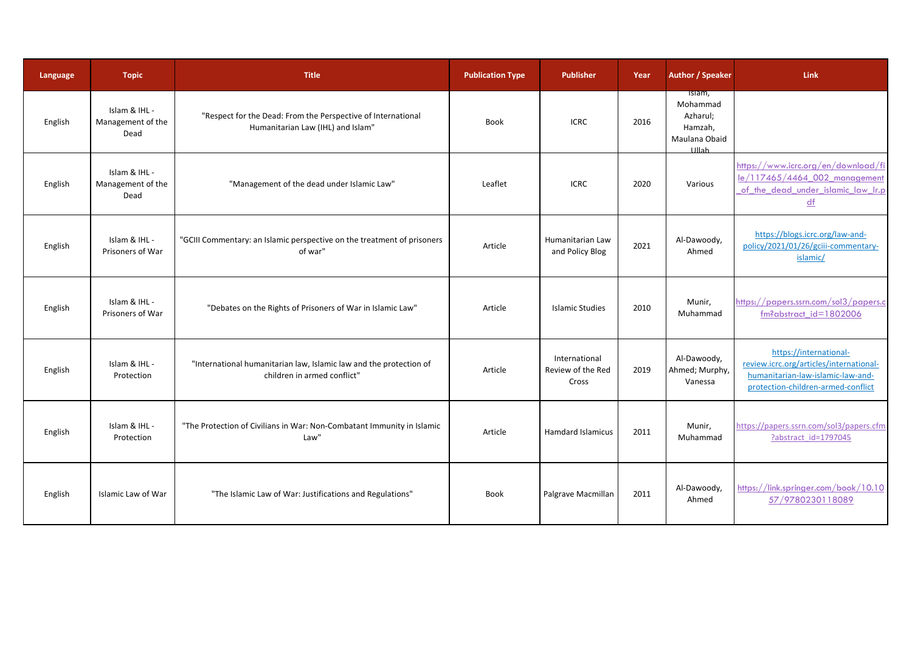| Language | Topic | Title | Publication Type | Publisher | Year | Author / Speaker | Link |
|---|---|---|---|---|---|---|---|
| English | Islam & IHL - Management of the Dead | "Respect for the Dead: From the Perspective of International Humanitarian Law (IHL) and Islam" | Book | ICRC | 2016 | Islam, Mohammad Azharul; Hamzah, Maulana Obaid Ullah | |
| English | Islam & IHL - Management of the Dead | "Management of the dead under Islamic Law" | Leaflet | ICRC | 2020 | Various | https://www.icrc.org/en/download/file/117465/4464_002_management_of_the_dead_under_islamic_law_lr.pdf |
| English | Islam & IHL - Prisoners of War | "GCIII Commentary: an Islamic perspective on the treatment of prisoners of war" | Article | Humanitarian Law and Policy Blog | 2021 | Al-Dawoody, Ahmed | https://blogs.icrc.org/law-and-policy/2021/01/26/gciii-commentary-islamic/ |
| English | Islam & IHL - Prisoners of War | "Debates on the Rights of Prisoners of War in Islamic Law" | Article | Islamic Studies | 2010 | Munir, Muhammad | https://papers.ssrn.com/sol3/papers.cfm?abstract_id=1802006 |
| English | Islam & IHL - Protection | "International humanitarian law, Islamic law and the protection of children in armed conflict" | Article | International Review of the Red Cross | 2019 | Al-Dawoody, Ahmed; Murphy, Vanessa | https://international-review.icrc.org/articles/international-humanitarian-law-islamic-law-and-protection-children-armed-conflict |
| English | Islam & IHL - Protection | "The Protection of Civilians in War: Non-Combatant Immunity in Islamic Law" | Article | Hamdard Islamicus | 2011 | Munir, Muhammad | https://papers.ssrn.com/sol3/papers.cfm?abstract_id=1797045 |
| English | Islamic Law of War | "The Islamic Law of War: Justifications and Regulations" | Book | Palgrave Macmillan | 2011 | Al-Dawoody, Ahmed | https://link.springer.com/book/10.1057/9780230118089 |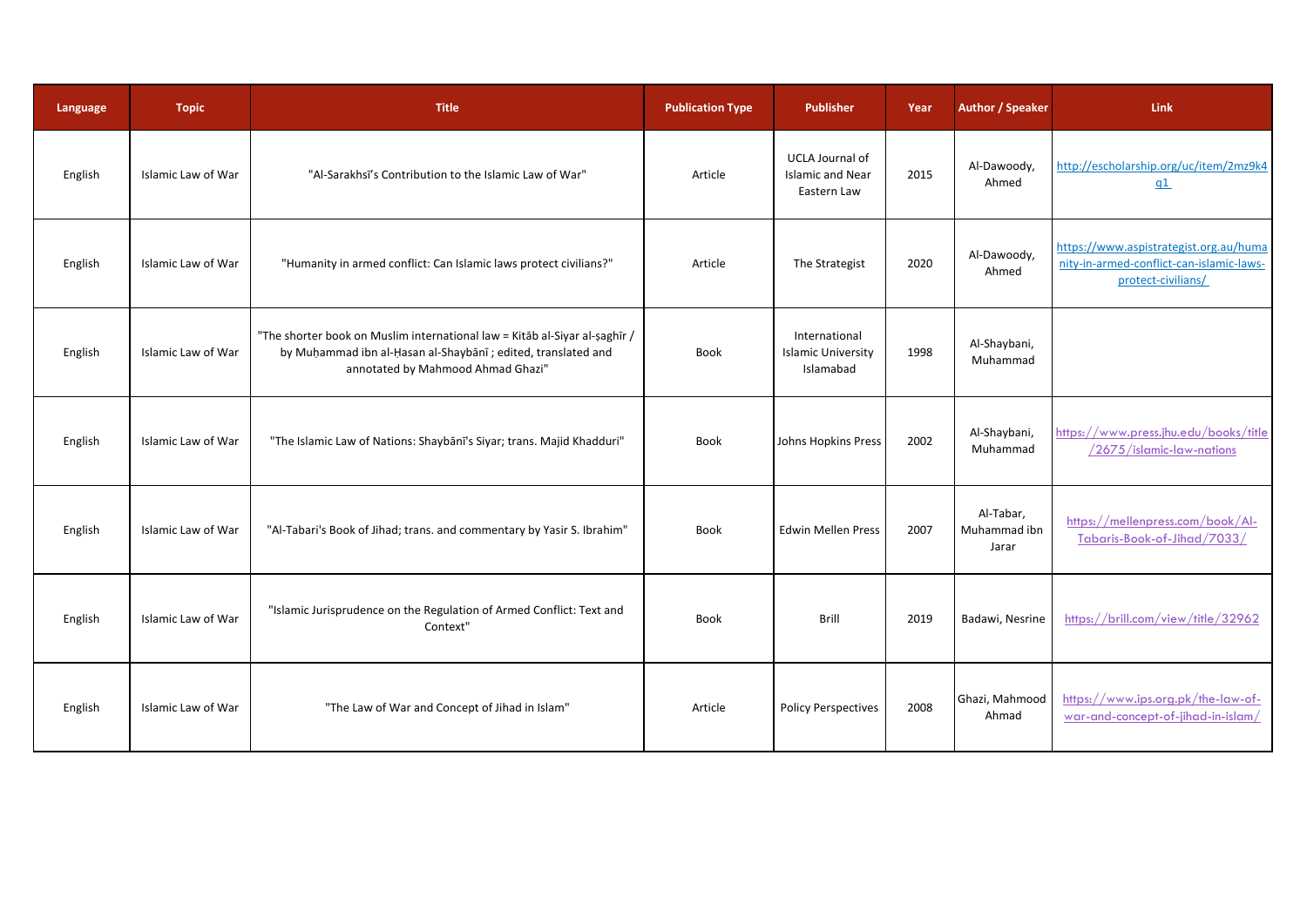| Language | Topic | Title | Publication Type | Publisher | Year | Author / Speaker | Link |
|---|---|---|---|---|---|---|---|
| English | Islamic Law of War | "Al-Sarakhsī's Contribution to the Islamic Law of War" | Article | UCLA Journal of Islamic and Near Eastern Law | 2015 | Al-Dawoody, Ahmed | http://escholarship.org/uc/item/2mz9k4q1 |
| English | Islamic Law of War | "Humanity in armed conflict: Can Islamic laws protect civilians?" | Article | The Strategist | 2020 | Al-Dawoody, Ahmed | https://www.aspistrategist.org.au/humanity-in-armed-conflict-can-islamic-laws-protect-civilians/ |
| English | Islamic Law of War | "The shorter book on Muslim international law = Kitāb al-Siyar al-ṣaghīr / by Muḥammad ibn al-Ḥasan al-Shaybānī ; edited, translated and annotated by Mahmood Ahmad Ghazi" | Book | International Islamic University Islamabad | 1998 | Al-Shaybani, Muhammad | |
| English | Islamic Law of War | "The Islamic Law of Nations: Shaybānī's Siyar; trans. Majid Khadduri" | Book | Johns Hopkins Press | 2002 | Al-Shaybani, Muhammad | https://www.press.jhu.edu/books/title/2675/islamic-law-nations |
| English | Islamic Law of War | "Al-Tabari's Book of Jihad; trans. and commentary by Yasir S. Ibrahim" | Book | Edwin Mellen Press | 2007 | Al-Tabar, Muhammad ibn Jarar | https://mellenpress.com/book/Al-Tabaris-Book-of-Jihad/7033/ |
| English | Islamic Law of War | "Islamic Jurisprudence on the Regulation of Armed Conflict: Text and Context" | Book | Brill | 2019 | Badawi, Nesrine | https://brill.com/view/title/32962 |
| English | Islamic Law of War | "The Law of War and Concept of Jihad in Islam" | Article | Policy Perspectives | 2008 | Ghazi, Mahmood Ahmad | https://www.ips.org.pk/the-law-of-war-and-concept-of-jihad-in-islam/ |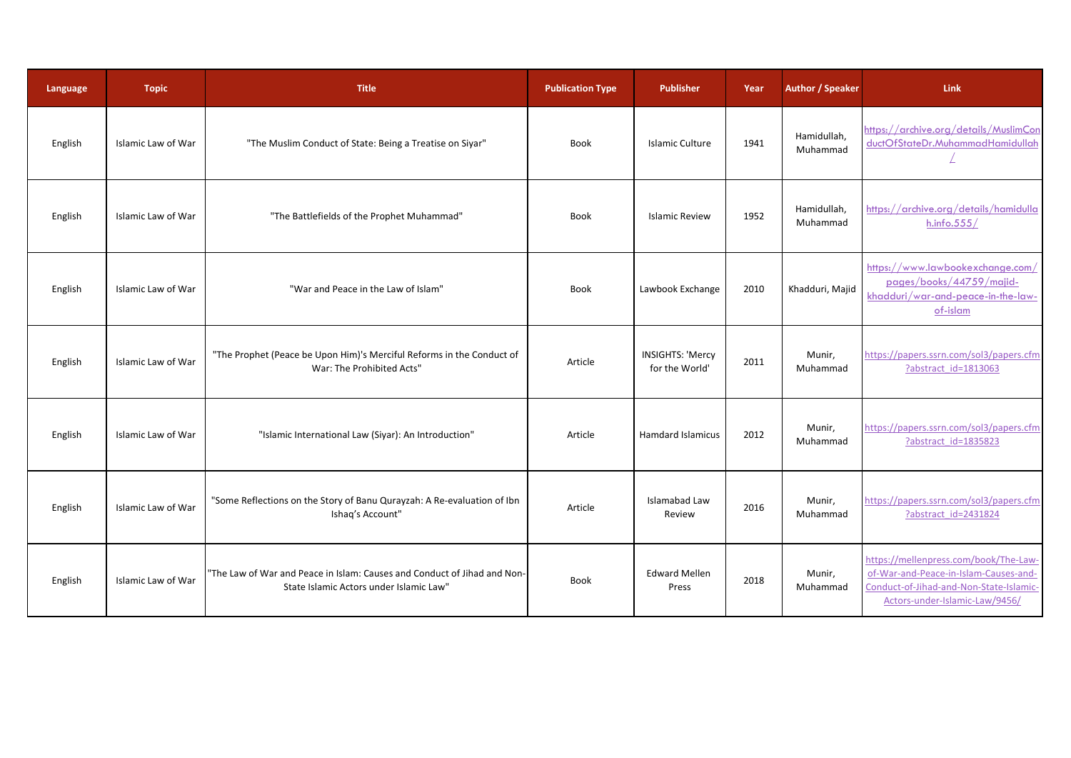| Language | Topic | Title | Publication Type | Publisher | Year | Author / Speaker | Link |
|---|---|---|---|---|---|---|---|
| English | Islamic Law of War | "The Muslim Conduct of State: Being a Treatise on Siyar" | Book | Islamic Culture | 1941 | Hamidullah, Muhammad | https://archive.org/details/MuslimConductOfStateDr.MuhammadHamidullah/ |
| English | Islamic Law of War | "The Battlefields of the Prophet Muhammad" | Book | Islamic Review | 1952 | Hamidullah, Muhammad | https://archive.org/details/hamidullah.info.555/ |
| English | Islamic Law of War | "War and Peace in the Law of Islam" | Book | Lawbook Exchange | 2010 | Khadduri, Majid | https://www.lawbookexchange.com/pages/books/44759/majid-khadduri/war-and-peace-in-the-law-of-islam |
| English | Islamic Law of War | "The Prophet (Peace be Upon Him)'s Merciful Reforms in the Conduct of War: The Prohibited Acts" | Article | INSIGHTS: 'Mercy for the World' | 2011 | Munir, Muhammad | https://papers.ssrn.com/sol3/papers.cfm?abstract_id=1813063 |
| English | Islamic Law of War | "Islamic International Law (Siyar): An Introduction" | Article | Hamdard Islamicus | 2012 | Munir, Muhammad | https://papers.ssrn.com/sol3/papers.cfm?abstract_id=1835823 |
| English | Islamic Law of War | "Some Reflections on the Story of Banu Qurayzah: A Re-evaluation of Ibn Ishaq's Account" | Article | Islamabad Law Review | 2016 | Munir, Muhammad | https://papers.ssrn.com/sol3/papers.cfm?abstract_id=2431824 |
| English | Islamic Law of War | "The Law of War and Peace in Islam: Causes and Conduct of Jihad and Non-State Islamic Actors under Islamic Law" | Book | Edward Mellen Press | 2018 | Munir, Muhammad | https://mellenpress.com/book/The-Law-of-War-and-Peace-in-Islam-Causes-and-Conduct-of-Jihad-and-Non-State-Islamic-Actors-under-Islamic-Law/9456/ |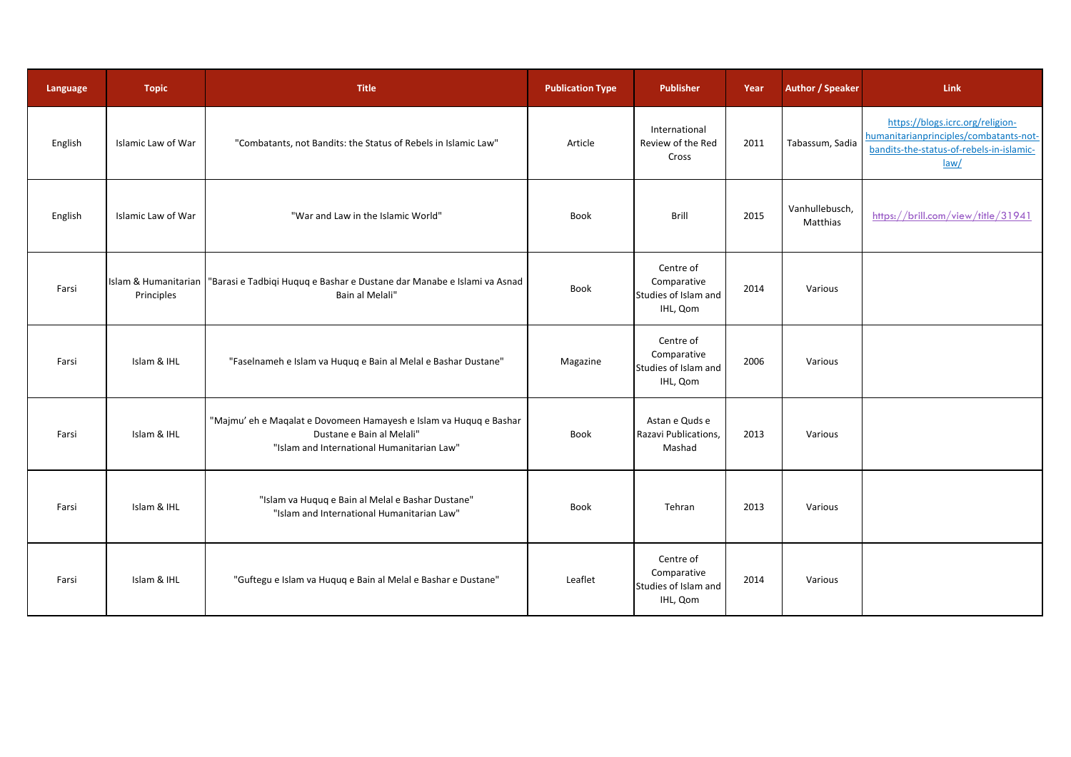| Language | Topic | Title | Publication Type | Publisher | Year | Author / Speaker | Link |
|---|---|---|---|---|---|---|---|
| English | Islamic Law of War | "Combatants, not Bandits: the Status of Rebels in Islamic Law" | Article | International Review of the Red Cross | 2011 | Tabassum, Sadia | https://blogs.icrc.org/religion-humanitarianprinciples/combatants-not-bandits-the-status-of-rebels-in-islamic-law/ |
| English | Islamic Law of War | "War and Law in the Islamic World" | Book | Brill | 2015 | Vanhullebusch, Matthias | https://brill.com/view/title/31941 |
| Farsi | Islam & Humanitarian Principles | "Barasi e Tadbiqi Huquq e Bashar e Dustane dar Manabe e Islami va Asnad Bain al Melali" | Book | Centre of Comparative Studies of Islam and IHL, Qom | 2014 | Various | |
| Farsi | Islam & IHL | "Faselnameh e Islam va Huquq e Bain al Melal e Bashar Dustane" | Magazine | Centre of Comparative Studies of Islam and IHL, Qom | 2006 | Various | |
| Farsi | Islam & IHL | "Majmu' eh e Maqalat e Dovomeen Hamayesh e Islam va Huquq e Bashar Dustane e Bain al Melali"<br>"Islam and International Humanitarian Law" | Book | Astan e Quds e Razavi Publications, Mashad | 2013 | Various | |
| Farsi | Islam & IHL | "Islam va Huquq e Bain al Melal e Bashar Dustane"<br>"Islam and International Humanitarian Law" | Book | Tehran | 2013 | Various | |
| Farsi | Islam & IHL | "Guftegu e Islam va Huquq e Bain al Melal e Bashar e Dustane" | Leaflet | Centre of Comparative Studies of Islam and IHL, Qom | 2014 | Various | |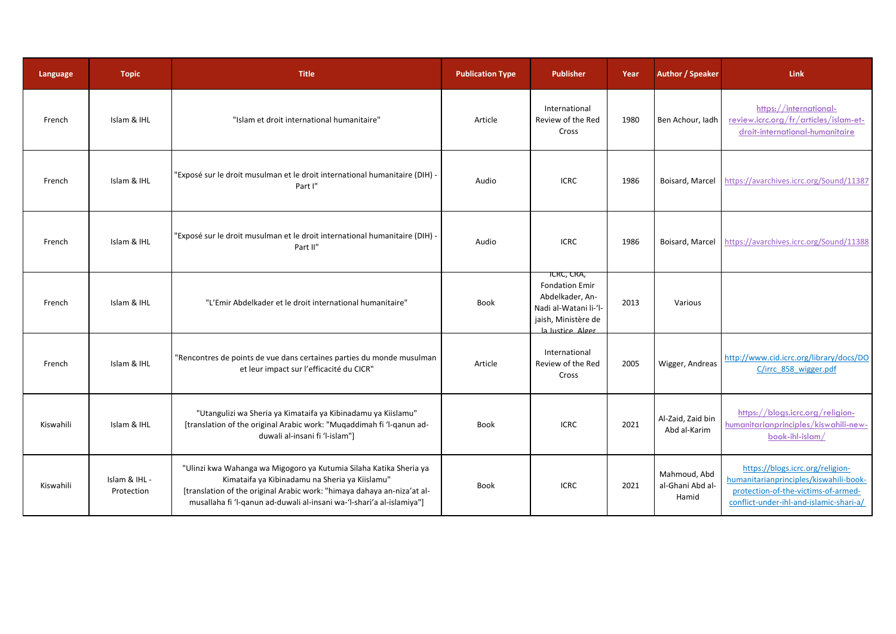| Language | Topic | Title | Publication Type | Publisher | Year | Author / Speaker | Link |
|---|---|---|---|---|---|---|---|
| French | Islam & IHL | "Islam et droit international humanitaire" | Article | International Review of the Red Cross | 1980 | Ben Achour, Iadh | https://international-review.icrc.org/fr/articles/islam-et-droit-international-humanitaire |
| French | Islam & IHL | "Exposé sur le droit musulman et le droit international humanitaire (DIH) - Part I" | Audio | ICRC | 1986 | Boisard, Marcel | https://avarchives.icrc.org/Sound/11387 |
| French | Islam & IHL | "Exposé sur le droit musulman et le droit international humanitaire (DIH) - Part II" | Audio | ICRC | 1986 | Boisard, Marcel | https://avarchives.icrc.org/Sound/11388 |
| French | Islam & IHL | "L'Emir Abdelkader et le droit international humanitaire" | Book | ICRC, CRA, Fondation Emir Abdelkader, An-Nadi al-Watani li-'l-jaish, Ministère de la Justice, Alger | 2013 | Various | |
| French | Islam & IHL | "Rencontres de points de vue dans certaines parties du monde musulman et leur impact sur l'efficacité du CICR" | Article | International Review of the Red Cross | 2005 | Wigger, Andreas | http://www.cid.icrc.org/library/docs/DOC/irrc_858_wigger.pdf |
| Kiswahili | Islam & IHL | "Utangulizi wa Sheria ya Kimataifa ya Kibinadamu ya Kiislamu" [translation of the original Arabic work: "Muqaddimah fi 'l-qanun ad-duwali al-insani fi 'l-islam"] | Book | ICRC | 2021 | Al-Zaid, Zaid bin Abd al-Karim | https://blogs.icrc.org/religion-humanitarianprinciples/kiswahili-new-book-ihl-islam/ |
| Kiswahili | Islam & IHL - Protection | "Ulinzi kwa Wahanga wa Migogoro ya Kutumia Silaha Katika Sheria ya Kimataifa ya Kibinadamu na Sheria ya Kiislamu" [translation of the original Arabic work: "himaya dahaya an-niza'at al-musallaha fi 'l-qanun ad-duwali al-insani wa-'l-shari'a al-islamiya"] | Book | ICRC | 2021 | Mahmoud, Abd al-Ghani Abd al-Hamid | https://blogs.icrc.org/religion-humanitarianprinciples/kiswahili-book-protection-of-the-victims-of-armed-conflict-under-ihl-and-islamic-shari-a/ |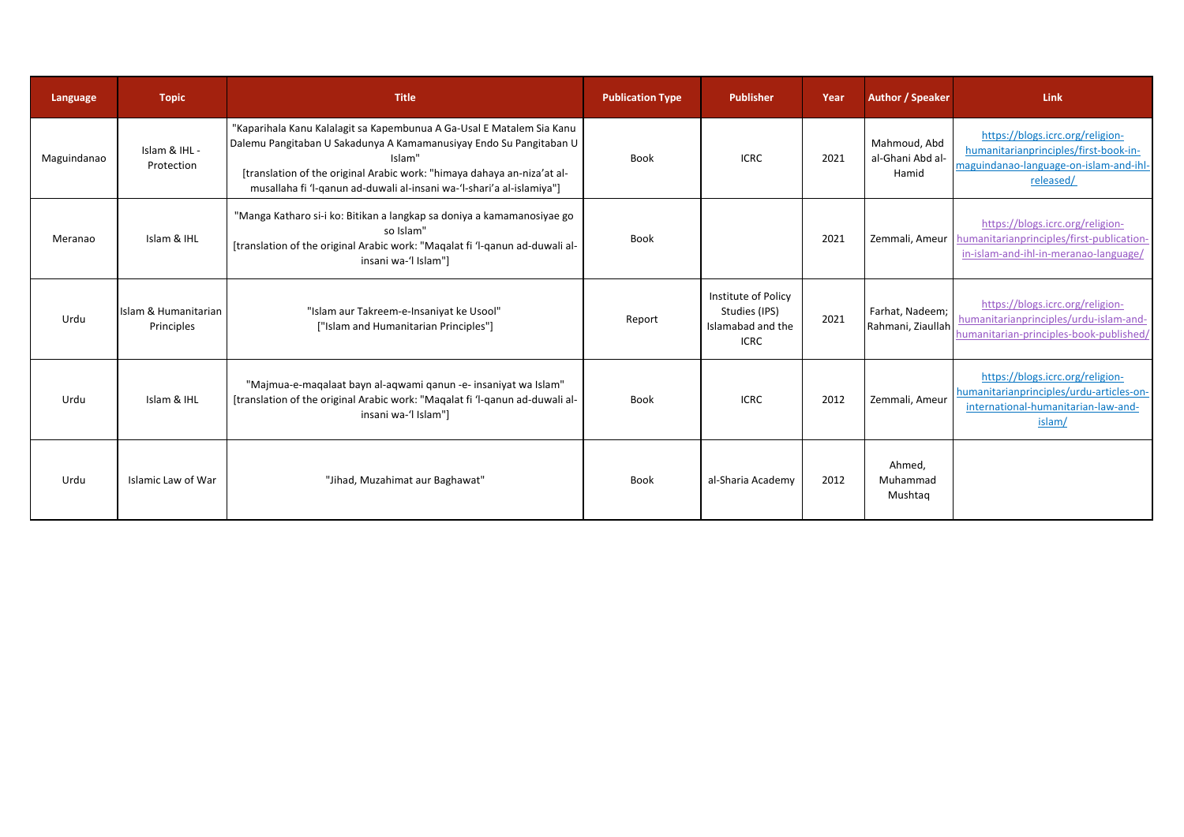| Language | Topic | Title | Publication Type | Publisher | Year | Author / Speaker | Link |
|---|---|---|---|---|---|---|---|
| Maguindanao | Islam & IHL - Protection | "Kaparihala Kanu Kalalagit sa Kapembunua A Ga-Usal E Matalem Sia Kanu Dalemu Pangitaban U Sakadunya A Kamamanusiyay Endo Su Pangitaban U Islam" [translation of the original Arabic work: "himaya dahaya an-niza'at al-musallaha fi 'l-qanun ad-duwali al-insani wa-'l-shari'a al-islamiya"] | Book | ICRC | 2021 | Mahmoud, Abd al-Ghani Abd al-Hamid | https://blogs.icrc.org/religion-humanitarianprinciples/first-book-in-maguindanao-language-on-islam-and-ihl-released/ |
| Meranao | Islam & IHL | "Manga Katharo si-i ko: Bitikan a langkap sa doniya a kamamanosiyae go so Islam" [translation of the original Arabic work: "Maqalat fi 'l-qanun ad-duwali al-insani wa-'l Islam"] | Book | | 2021 | Zemmali, Ameur | https://blogs.icrc.org/religion-humanitarianprinciples/first-publication-in-islam-and-ihl-in-meranao-language/ |
| Urdu | Islam & Humanitarian Principles | "Islam aur Takreem-e-Insaniyat ke Usool" ["Islam and Humanitarian Principles"] | Report | Institute of Policy Studies (IPS) Islamabad and the ICRC | 2021 | Farhat, Nadeem; Rahmani, Ziaullah | https://blogs.icrc.org/religion-humanitarianprinciples/urdu-islam-and-humanitarian-principles-book-published/ |
| Urdu | Islam & IHL | "Majmua-e-maqalaat bayn al-aqwami qanun -e- insaniyat wa Islam" [translation of the original Arabic work: "Maqalat fi 'l-qanun ad-duwali al-insani wa-'l Islam"] | Book | ICRC | 2012 | Zemmali, Ameur | https://blogs.icrc.org/religion-humanitarianprinciples/urdu-articles-on-international-humanitarian-law-and-islam/ |
| Urdu | Islamic Law of War | "Jihad, Muzahimat aur Baghawat" | Book | al-Sharia Academy | 2012 | Ahmed, Muhammad Mushtaq | |